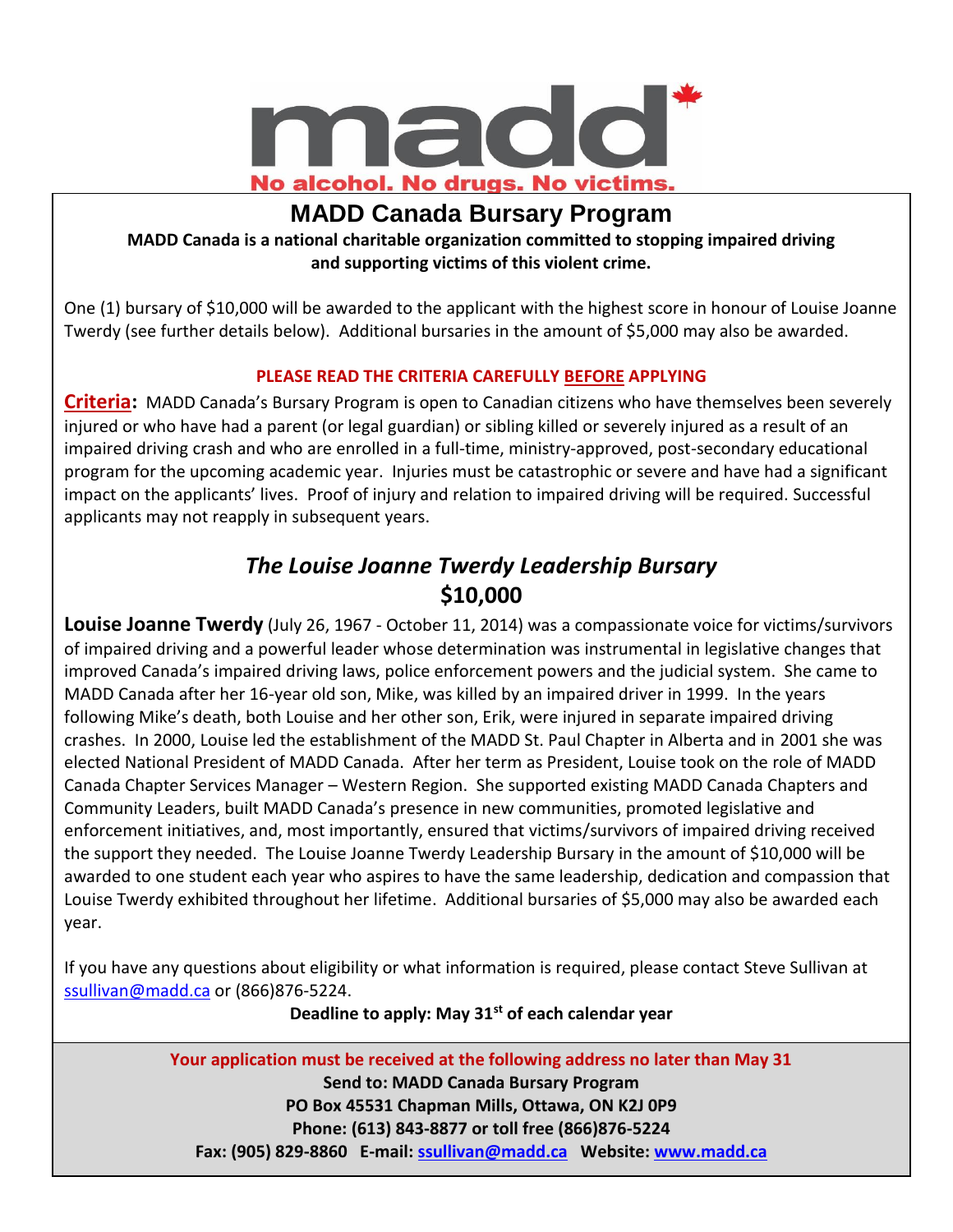madd

No alcohol. No drugs. No victims.

# MADD Canada Bursary Program

**MADD Canada is a national charitable organization committed to stopping impaired driving and supporting victims of this violent crime.**

One (1) bursary of $10,000 will be awarded to the applicant with the highest score in honour of Louise Joanne Twerdy (see further details below). Additional bursaries in the amount of $5,000 may also be awarded.

**PLEASE READ THE CRITERIA CAREFULLY BEFORE APPLYING**

**Criteria:** MADD Canada's Bursary Program is open to Canadian citizens who have themselves been severely injured or who have had a parent (or legal guardian) or sibling killed or severely injured as a result of an impaired driving crash and who are enrolled in a full-time, ministry-approved, post-secondary educational program for the upcoming academic year. Injuries must be catastrophic or severe and have had a significant impact on the applicants' lives. Proof of injury and relation to impaired driving will be required. Successful applicants may not reapply in subsequent years.

## *The Louise Joanne Twerdy Leadership Bursary*
## $10,000

**Louise Joanne Twerdy** (July 26, 1967 - October 11, 2014) was a compassionate voice for victims/survivors of impaired driving and a powerful leader whose determination was instrumental in legislative changes that improved Canada's impaired driving laws, police enforcement powers and the judicial system. She came to MADD Canada after her 16-year old son, Mike, was killed by an impaired driver in 1999. In the years following Mike's death, both Louise and her other son, Erik, were injured in separate impaired driving crashes. In 2000, Louise led the establishment of the MADD St. Paul Chapter in Alberta and in 2001 she was elected National President of MADD Canada. After her term as President, Louise took on the role of MADD Canada Chapter Services Manager – Western Region. She supported existing MADD Canada Chapters and Community Leaders, built MADD Canada's presence in new communities, promoted legislative and enforcement initiatives, and, most importantly, ensured that victims/survivors of impaired driving received the support they needed. The Louise Joanne Twerdy Leadership Bursary in the amount of $10,000 will be awarded to one student each year who aspires to have the same leadership, dedication and compassion that Louise Twerdy exhibited throughout her lifetime. Additional bursaries of $5,000 may also be awarded each year.

If you have any questions about eligibility or what information is required, please contact Steve Sullivan at ssullivan@madd.ca or (866)876-5224.

**Deadline to apply: May 31st of each calendar year**

**Your application must be received at the following address no later than May 31**
**Send to: MADD Canada Bursary Program**
**PO Box 45531 Chapman Mills, Ottawa, ON K2J 0P9**
**Phone: (613) 843-8877 or toll free (866)876-5224**
**Fax: (905) 829-8860 E-mail: ssullivan@madd.ca Website: www.madd.ca**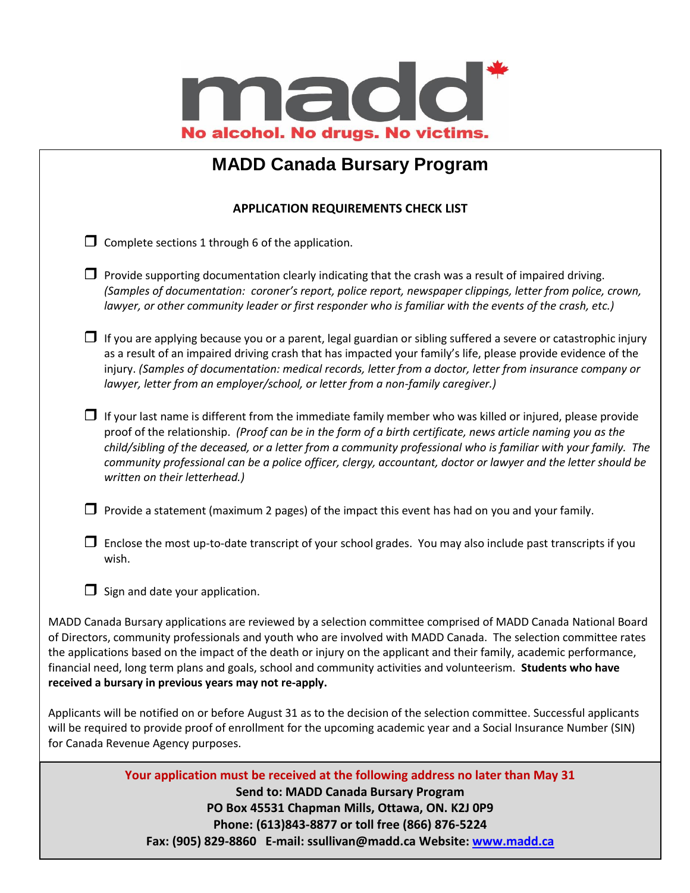madd

No alcohol. No drugs. No victims.

# MADD Canada Bursary Program

## APPLICATION REQUIREMENTS CHECK LIST

- ☐ Complete sections 1 through 6 of the application.
- ☐ Provide supporting documentation clearly indicating that the crash was a result of impaired driving. *(Samples of documentation: coroner's report, police report, newspaper clippings, letter from police, crown, lawyer, or other community leader or first responder who is familiar with the events of the crash, etc.)*
- ☐ If you are applying because you or a parent, legal guardian or sibling suffered a severe or catastrophic injury as a result of an impaired driving crash that has impacted your family's life, please provide evidence of the injury. *(Samples of documentation: medical records, letter from a doctor, letter from insurance company or lawyer, letter from an employer/school, or letter from a non-family caregiver.)*
- ☐ If your last name is different from the immediate family member who was killed or injured, please provide proof of the relationship. *(Proof can be in the form of a birth certificate, news article naming you as the child/sibling of the deceased, or a letter from a community professional who is familiar with your family. The community professional can be a police officer, clergy, accountant, doctor or lawyer and the letter should be written on their letterhead.)*
- ☐ Provide a statement (maximum 2 pages) of the impact this event has had on you and your family.
- ☐ Enclose the most up-to-date transcript of your school grades. You may also include past transcripts if you wish.
- ☐ Sign and date your application.

MADD Canada Bursary applications are reviewed by a selection committee comprised of MADD Canada National Board of Directors, community professionals and youth who are involved with MADD Canada. The selection committee rates the applications based on the impact of the death or injury on the applicant and their family, academic performance, financial need, long term plans and goals, school and community activities and volunteerism. **Students who have received a bursary in previous years may not re-apply.**

Applicants will be notified on or before August 31 as to the decision of the selection committee. Successful applicants will be required to provide proof of enrollment for the upcoming academic year and a Social Insurance Number (SIN) for Canada Revenue Agency purposes.

**Your application must be received at the following address no later than May 31**

**Send to: MADD Canada Bursary Program**

**PO Box 45531 Chapman Mills, Ottawa, ON. K2J 0P9**

**Phone: (613)843-8877 or toll free (866) 876-5224**

**Fax: (905) 829-8860 E-mail: ssullivan@madd.ca Website: www.madd.ca**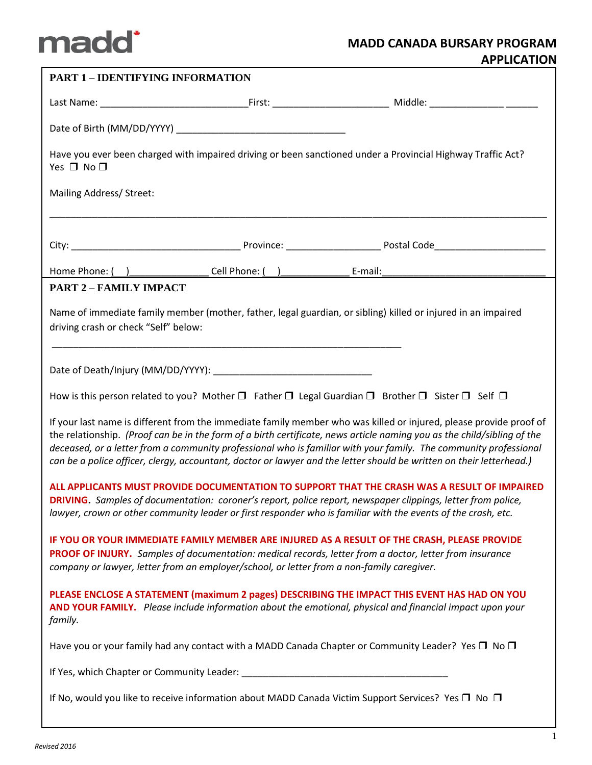madd

# MADD CANADA BURSARY PROGRAM APPLICATION

## PART 1 – IDENTIFYING INFORMATION

Last Name: ___________________________First: _____________________ Middle: _____________ ______

Date of Birth (MM/DD/YYYY) _______________________________

Have you ever been charged with impaired driving or been sanctioned under a Provincial Highway Traffic Act?
Yes ❐ No ❐

Mailing Address/ Street:

_____________________________________________________________________________________

City: _______________________________ Province: _________________ Postal Code____________________

Home Phone: (   )______________ Cell Phone: (   )____________ E-mail:______________________________

## PART 2 – FAMILY IMPACT

Name of immediate family member (mother, father, legal guardian, or sibling) killed or injured in an impaired driving crash or check "Self" below:

_______________________________________________________________

Date of Death/Injury (MM/DD/YYYY): _____________________________

How is this person related to you? Mother ❐ Father ❐ Legal Guardian ❐ Brother ❐ Sister ❐ Self ❐

If your last name is different from the immediate family member who was killed or injured, please provide proof of the relationship. *(Proof can be in the form of a birth certificate, news article naming you as the child/sibling of the deceased, or a letter from a community professional who is familiar with your family. The community professional can be a police officer, clergy, accountant, doctor or lawyer and the letter should be written on their letterhead.)*

**ALL APPLICANTS MUST PROVIDE DOCUMENTATION TO SUPPORT THAT THE CRASH WAS A RESULT OF IMPAIRED DRIVING.** *Samples of documentation: coroner's report, police report, newspaper clippings, letter from police, lawyer, crown or other community leader or first responder who is familiar with the events of the crash, etc.*

**IF YOU OR YOUR IMMEDIATE FAMILY MEMBER ARE INJURED AS A RESULT OF THE CRASH, PLEASE PROVIDE PROOF OF INJURY.** *Samples of documentation: medical records, letter from a doctor, letter from insurance company or lawyer, letter from an employer/school, or letter from a non-family caregiver.*

**PLEASE ENCLOSE A STATEMENT (maximum 2 pages) DESCRIBING THE IMPACT THIS EVENT HAS HAD ON YOU AND YOUR FAMILY.** *Please include information about the emotional, physical and financial impact upon your family.*

Have you or your family had any contact with a MADD Canada Chapter or Community Leader? Yes ❐ No ❐

If Yes, which Chapter or Community Leader: ______________________________________

If No, would you like to receive information about MADD Canada Victim Support Services? Yes ❐ No ❐

*Revised 2016*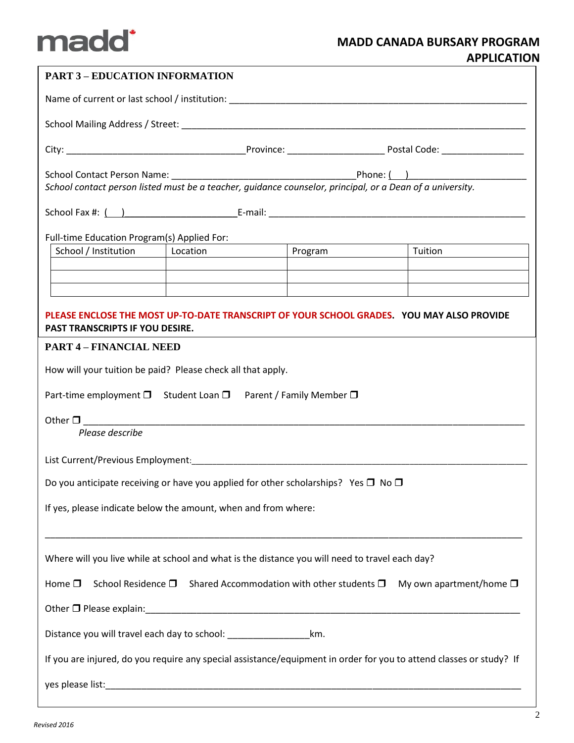# MADD CANADA BURSARY PROGRAM APPLICATION

## PART 3 – EDUCATION INFORMATION

Name of current or last school / institution: ___________________________________________________________

School Mailing Address / Street: ________________________________________________________________

City: ___________________________________Province: __________________ Postal Code: ________________

School Contact Person Name: ___________________________________Phone: (___)______________________

*School contact person listed must be a teacher, guidance counselor, principal, or a Dean of a university.*

School Fax #: (___)_____________________E-mail: _________________________________________________

Full-time Education Program(s) Applied For:

| School / Institution | Location | Program | Tuition |
|---|---|---|---|
| | | | |
| | | | |
| | | | |

**PLEASE ENCLOSE THE MOST UP-TO-DATE TRANSCRIPT OF YOUR SCHOOL GRADES. YOU MAY ALSO PROVIDE PAST TRANSCRIPTS IF YOU DESIRE.**

## PART 4 – FINANCIAL NEED

How will your tuition be paid? Please check all that apply.

Part-time employment ❒ Student Loan ❒ Parent / Family Member ❒

Other ❒ ____________________________________________________________________________________
*Please describe*

List Current/Previous Employment:_____________________________________________________________________

Do you anticipate receiving or have you applied for other scholarships? Yes ❒ No ❒

If yes, please indicate below the amount, when and from where:

______________________________________________________________________________________________

Where will you live while at school and what is the distance you will need to travel each day?

Home ❒ School Residence ❒ Shared Accommodation with other students ❒ My own apartment/home ❒

Other ❒ Please explain:_______________________________________________________________________

Distance you will travel each day to school: _______________km.

If you are injured, do you require any special assistance/equipment in order for you to attend classes or study? If

yes please list:________________________________________________________________________________

*Revised 2016*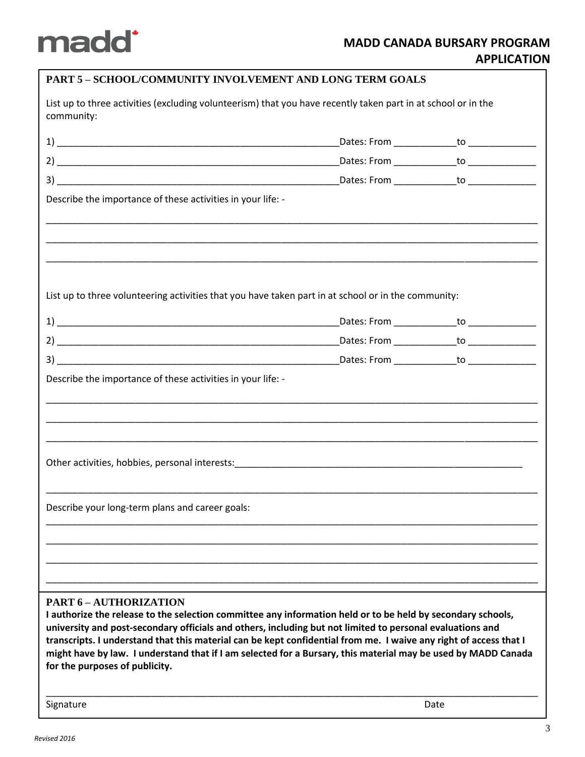# MADD CANADA BURSARY PROGRAM APPLICATION

## PART 5 – SCHOOL/COMMUNITY INVOLVEMENT AND LONG TERM GOALS

List up to three activities (excluding volunteerism) that you have recently taken part in at school or in the community:

1) ________________________________________________ Dates: From ____________ to _____________

2) ________________________________________________ Dates: From ____________ to _____________

3) ________________________________________________ Dates: From ____________ to _____________

Describe the importance of these activities in your life: -

_______________________________________________________________________________________

_______________________________________________________________________________________

_______________________________________________________________________________________

List up to three volunteering activities that you have taken part in at school or in the community:

1) ________________________________________________ Dates: From ____________ to _____________

2) ________________________________________________ Dates: From ____________ to _____________

3) ________________________________________________ Dates: From ____________ to _____________

Describe the importance of these activities in your life: -

_______________________________________________________________________________________

_______________________________________________________________________________________

_______________________________________________________________________________________

Other activities, hobbies, personal interests: ________________________________________________

_______________________________________________________________________________________

Describe your long-term plans and career goals:

_______________________________________________________________________________________

_______________________________________________________________________________________

_______________________________________________________________________________________

_______________________________________________________________________________________

## PART 6 – AUTHORIZATION

**I authorize the release to the selection committee any information held or to be held by secondary schools, university and post-secondary officials and others, including but not limited to personal evaluations and transcripts. I understand that this material can be kept confidential from me. I waive any right of access that I might have by law. I understand that if I am selected for a Bursary, this material may be used by MADD Canada for the purposes of publicity.**

_______________________________________________________________________________________

Signature                                                                                                                    Date

*Revised 2016*